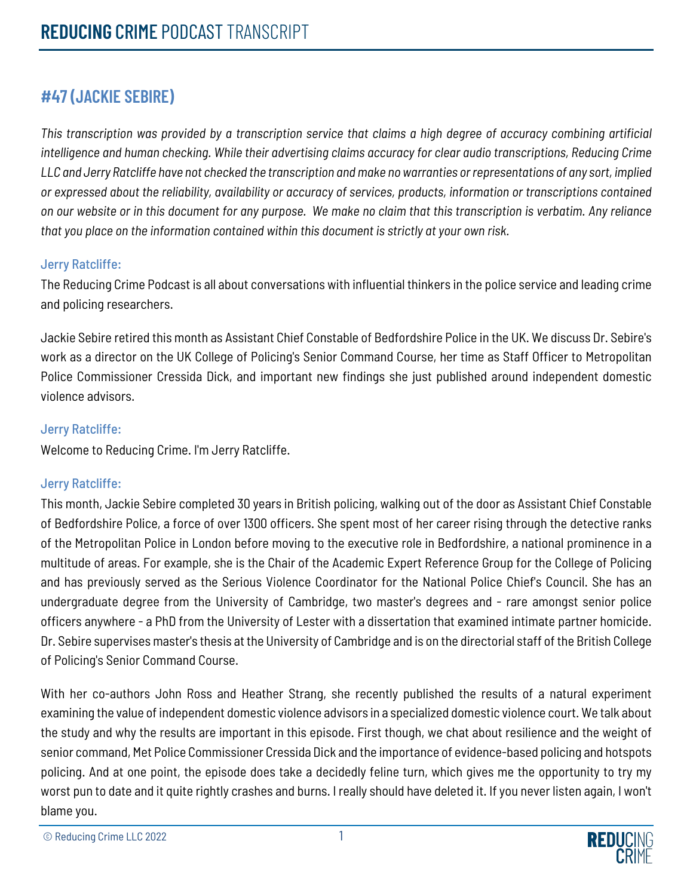# REDUCING CRIME PODCAST TRANSCRIPT

## #47 (JACKIE SEBIRE)

*This transcription was provided by a transcription service that claims a high degree of accuracy combining artificial intelligence and human checking. While their advertising claims accuracy for clear audio transcriptions, Reducing Crime LLC and Jerry Ratcliffe have not checked the transcription and make no warranties or representations of any sort, implied or expressed about the reliability, availability or accuracy of services, products, information or transcriptions contained on our website or in this document for any purpose. We make no claim that this transcription is verbatim. Any reliance that you place on the information contained within this document is strictly at your own risk.*

Jerry Ratcliffe:

The Reducing Crime Podcast is all about conversations with influential thinkers in the police service and leading crime and policing researchers.

Jackie Sebire retired this month as Assistant Chief Constable of Bedfordshire Police in the UK. We discuss Dr. Sebire's work as a director on the UK College of Policing's Senior Command Course, her time as Staff Officer to Metropolitan Police Commissioner Cressida Dick, and important new findings she just published around independent domestic violence advisors.

Jerry Ratcliffe:

Welcome to Reducing Crime. I'm Jerry Ratcliffe.

Jerry Ratcliffe:

This month, Jackie Sebire completed 30 years in British policing, walking out of the door as Assistant Chief Constable of Bedfordshire Police, a force of over 1300 officers. She spent most of her career rising through the detective ranks of the Metropolitan Police in London before moving to the executive role in Bedfordshire, a national prominence in a multitude of areas. For example, she is the Chair of the Academic Expert Reference Group for the College of Policing and has previously served as the Serious Violence Coordinator for the National Police Chief's Council. She has an undergraduate degree from the University of Cambridge, two master's degrees and - rare amongst senior police officers anywhere - a PhD from the University of Lester with a dissertation that examined intimate partner homicide. Dr. Sebire supervises master's thesis at the University of Cambridge and is on the directorial staff of the British College of Policing's Senior Command Course.

With her co-authors John Ross and Heather Strang, she recently published the results of a natural experiment examining the value of independent domestic violence advisors in a specialized domestic violence court. We talk about the study and why the results are important in this episode. First though, we chat about resilience and the weight of senior command, Met Police Commissioner Cressida Dick and the importance of evidence-based policing and hotspots policing. And at one point, the episode does take a decidedly feline turn, which gives me the opportunity to try my worst pun to date and it quite rightly crashes and burns. I really should have deleted it. If you never listen again, I won't blame you.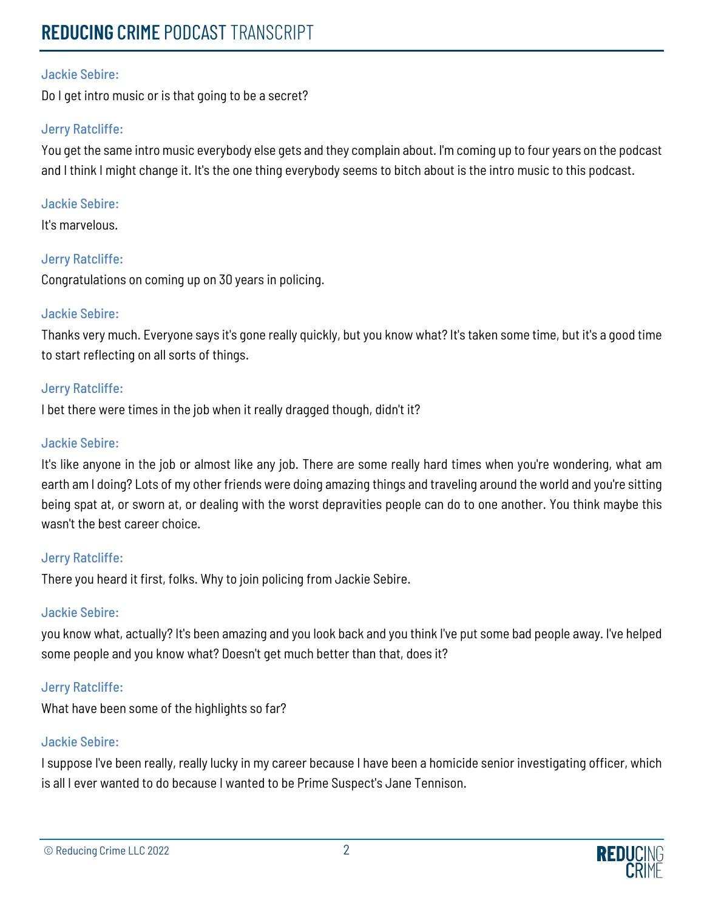**Jackie Sebire:**

Do I get intro music or is that going to be a secret?

**Jerry Ratcliffe:**

You get the same intro music everybody else gets and they complain about. I'm coming up to four years on the podcast and I think I might change it. It's the one thing everybody seems to bitch about is the intro music to this podcast.

**Jackie Sebire:**

It's marvelous.

**Jerry Ratcliffe:**

Congratulations on coming up on 30 years in policing.

**Jackie Sebire:**

Thanks very much. Everyone says it's gone really quickly, but you know what? It's taken some time, but it's a good time to start reflecting on all sorts of things.

**Jerry Ratcliffe:**

I bet there were times in the job when it really dragged though, didn't it?

**Jackie Sebire:**

It's like anyone in the job or almost like any job. There are some really hard times when you're wondering, what am earth am I doing? Lots of my other friends were doing amazing things and traveling around the world and you're sitting being spat at, or sworn at, or dealing with the worst depravities people can do to one another. You think maybe this wasn't the best career choice.

**Jerry Ratcliffe:**

There you heard it first, folks. Why to join policing from Jackie Sebire.

**Jackie Sebire:**

you know what, actually? It's been amazing and you look back and you think I've put some bad people away. I've helped some people and you know what? Doesn't get much better than that, does it?

**Jerry Ratcliffe:**

What have been some of the highlights so far?

**Jackie Sebire:**

I suppose I've been really, really lucky in my career because I have been a homicide senior investigating officer, which is all I ever wanted to do because I wanted to be Prime Suspect's Jane Tennison.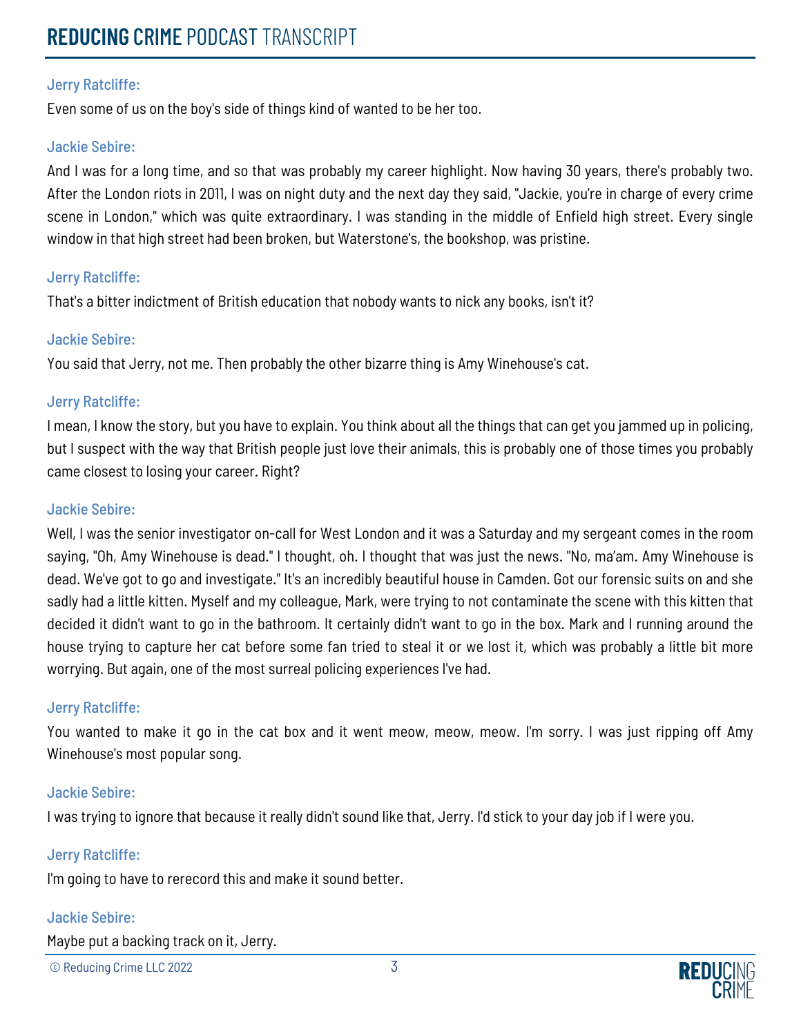**Jerry Ratcliffe:**

Even some of us on the boy's side of things kind of wanted to be her too.

**Jackie Sebire:**

And I was for a long time, and so that was probably my career highlight. Now having 30 years, there's probably two. After the London riots in 2011, I was on night duty and the next day they said, "Jackie, you're in charge of every crime scene in London," which was quite extraordinary. I was standing in the middle of Enfield high street. Every single window in that high street had been broken, but Waterstone's, the bookshop, was pristine.

**Jerry Ratcliffe:**

That's a bitter indictment of British education that nobody wants to nick any books, isn't it?

**Jackie Sebire:**

You said that Jerry, not me. Then probably the other bizarre thing is Amy Winehouse's cat.

**Jerry Ratcliffe:**

I mean, I know the story, but you have to explain. You think about all the things that can get you jammed up in policing, but I suspect with the way that British people just love their animals, this is probably one of those times you probably came closest to losing your career. Right?

**Jackie Sebire:**

Well, I was the senior investigator on-call for West London and it was a Saturday and my sergeant comes in the room saying, "Oh, Amy Winehouse is dead." I thought, oh. I thought that was just the news. "No, ma'am. Amy Winehouse is dead. We've got to go and investigate." It's an incredibly beautiful house in Camden. Got our forensic suits on and she sadly had a little kitten. Myself and my colleague, Mark, were trying to not contaminate the scene with this kitten that decided it didn't want to go in the bathroom. It certainly didn't want to go in the box. Mark and I running around the house trying to capture her cat before some fan tried to steal it or we lost it, which was probably a little bit more worrying. But again, one of the most surreal policing experiences I've had.

**Jerry Ratcliffe:**

You wanted to make it go in the cat box and it went meow, meow, meow. I'm sorry. I was just ripping off Amy Winehouse's most popular song.

**Jackie Sebire:**

I was trying to ignore that because it really didn't sound like that, Jerry. I'd stick to your day job if I were you.

**Jerry Ratcliffe:**

I'm going to have to rerecord this and make it sound better.

**Jackie Sebire:**

Maybe put a backing track on it, Jerry.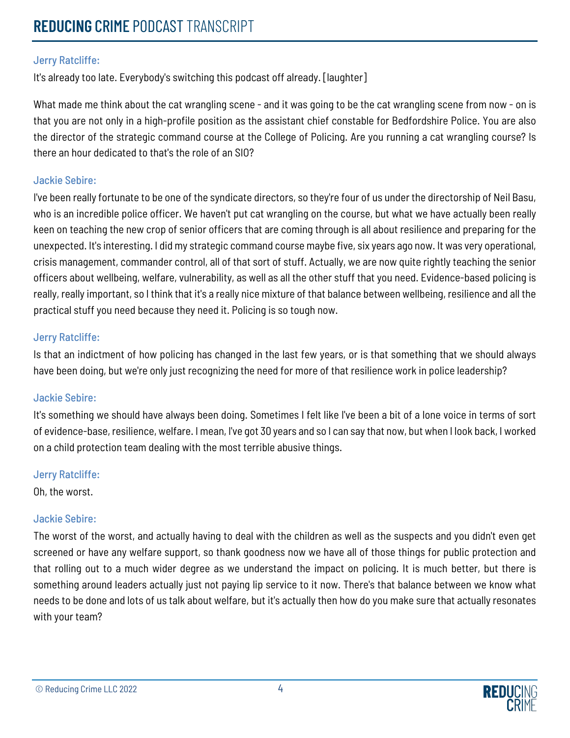**Jerry Ratcliffe:**

It's already too late. Everybody's switching this podcast off already. [laughter]

What made me think about the cat wrangling scene - and it was going to be the cat wrangling scene from now - on is that you are not only in a high-profile position as the assistant chief constable for Bedfordshire Police. You are also the director of the strategic command course at the College of Policing. Are you running a cat wrangling course? Is there an hour dedicated to that's the role of an SIO?

**Jackie Sebire:**

I've been really fortunate to be one of the syndicate directors, so they're four of us under the directorship of Neil Basu, who is an incredible police officer. We haven't put cat wrangling on the course, but what we have actually been really keen on teaching the new crop of senior officers that are coming through is all about resilience and preparing for the unexpected. It's interesting. I did my strategic command course maybe five, six years ago now. It was very operational, crisis management, commander control, all of that sort of stuff. Actually, we are now quite rightly teaching the senior officers about wellbeing, welfare, vulnerability, as well as all the other stuff that you need. Evidence-based policing is really, really important, so I think that it's a really nice mixture of that balance between wellbeing, resilience and all the practical stuff you need because they need it. Policing is so tough now.

**Jerry Ratcliffe:**

Is that an indictment of how policing has changed in the last few years, or is that something that we should always have been doing, but we're only just recognizing the need for more of that resilience work in police leadership?

**Jackie Sebire:**

It's something we should have always been doing. Sometimes I felt like I've been a bit of a lone voice in terms of sort of evidence-base, resilience, welfare. I mean, I've got 30 years and so I can say that now, but when I look back, I worked on a child protection team dealing with the most terrible abusive things.

**Jerry Ratcliffe:**

Oh, the worst.

**Jackie Sebire:**

The worst of the worst, and actually having to deal with the children as well as the suspects and you didn't even get screened or have any welfare support, so thank goodness now we have all of those things for public protection and that rolling out to a much wider degree as we understand the impact on policing. It is much better, but there is something around leaders actually just not paying lip service to it now. There's that balance between we know what needs to be done and lots of us talk about welfare, but it's actually then how do you make sure that actually resonates with your team?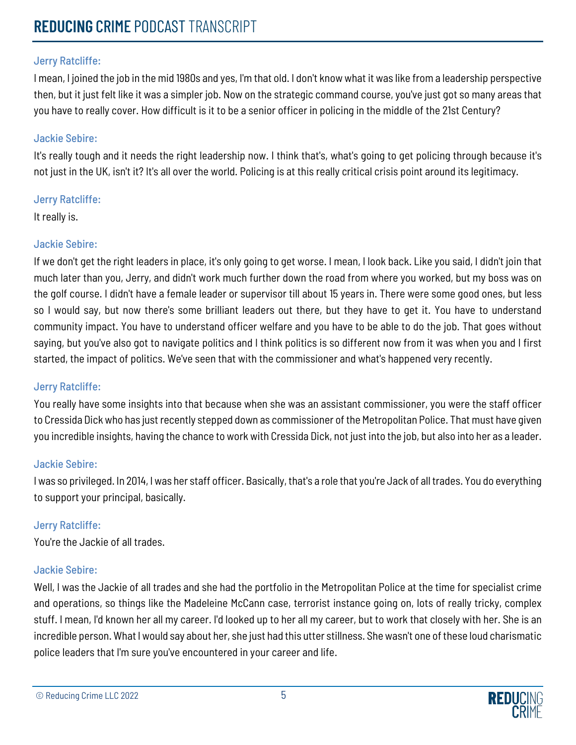**Jerry Ratcliffe:**

I mean, I joined the job in the mid 1980s and yes, I'm that old. I don't know what it was like from a leadership perspective then, but it just felt like it was a simpler job. Now on the strategic command course, you've just got so many areas that you have to really cover. How difficult is it to be a senior officer in policing in the middle of the 21st Century?

**Jackie Sebire:**

It's really tough and it needs the right leadership now. I think that's, what's going to get policing through because it's not just in the UK, isn't it? It's all over the world. Policing is at this really critical crisis point around its legitimacy.

**Jerry Ratcliffe:**

It really is.

**Jackie Sebire:**

If we don't get the right leaders in place, it's only going to get worse. I mean, I look back. Like you said, I didn't join that much later than you, Jerry, and didn't work much further down the road from where you worked, but my boss was on the golf course. I didn't have a female leader or supervisor till about 15 years in. There were some good ones, but less so I would say, but now there's some brilliant leaders out there, but they have to get it. You have to understand community impact. You have to understand officer welfare and you have to be able to do the job. That goes without saying, but you've also got to navigate politics and I think politics is so different now from it was when you and I first started, the impact of politics. We've seen that with the commissioner and what's happened very recently.

**Jerry Ratcliffe:**

You really have some insights into that because when she was an assistant commissioner, you were the staff officer to Cressida Dick who has just recently stepped down as commissioner of the Metropolitan Police. That must have given you incredible insights, having the chance to work with Cressida Dick, not just into the job, but also into her as a leader.

**Jackie Sebire:**

I was so privileged. In 2014, I was her staff officer. Basically, that's a role that you're Jack of all trades. You do everything to support your principal, basically.

**Jerry Ratcliffe:**

You're the Jackie of all trades.

**Jackie Sebire:**

Well, I was the Jackie of all trades and she had the portfolio in the Metropolitan Police at the time for specialist crime and operations, so things like the Madeleine McCann case, terrorist instance going on, lots of really tricky, complex stuff. I mean, I'd known her all my career. I'd looked up to her all my career, but to work that closely with her. She is an incredible person. What I would say about her, she just had this utter stillness. She wasn't one of these loud charismatic police leaders that I'm sure you've encountered in your career and life.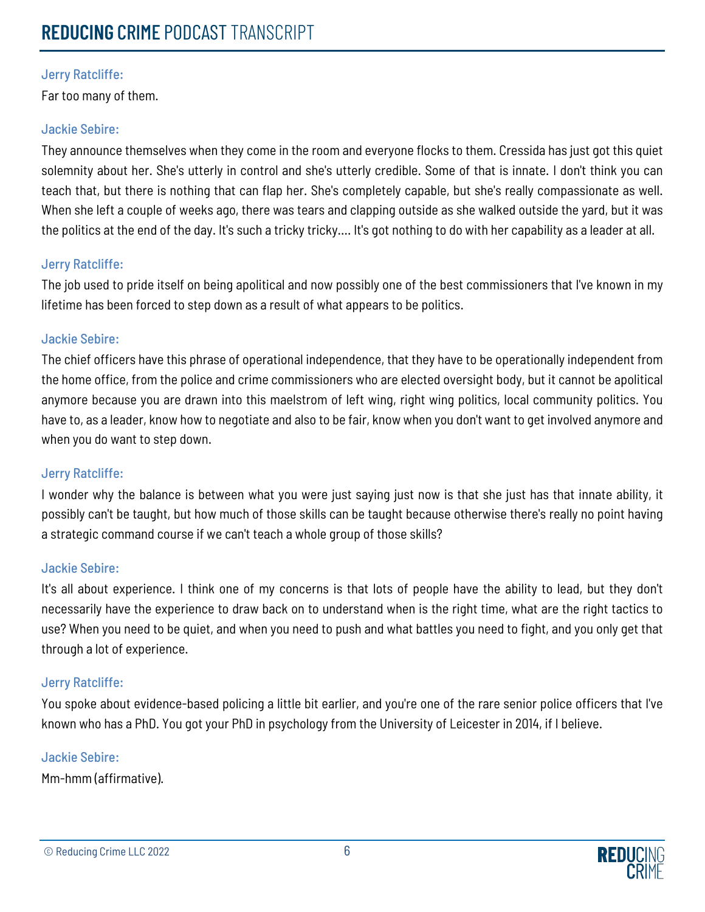**Jerry Ratcliffe:**

Far too many of them.

**Jackie Sebire:**

They announce themselves when they come in the room and everyone flocks to them. Cressida has just got this quiet solemnity about her. She's utterly in control and she's utterly credible. Some of that is innate. I don't think you can teach that, but there is nothing that can flap her. She's completely capable, but she's really compassionate as well. When she left a couple of weeks ago, there was tears and clapping outside as she walked outside the yard, but it was the politics at the end of the day. It's such a tricky tricky.... It's got nothing to do with her capability as a leader at all.

**Jerry Ratcliffe:**

The job used to pride itself on being apolitical and now possibly one of the best commissioners that I've known in my lifetime has been forced to step down as a result of what appears to be politics.

**Jackie Sebire:**

The chief officers have this phrase of operational independence, that they have to be operationally independent from the home office, from the police and crime commissioners who are elected oversight body, but it cannot be apolitical anymore because you are drawn into this maelstrom of left wing, right wing politics, local community politics. You have to, as a leader, know how to negotiate and also to be fair, know when you don't want to get involved anymore and when you do want to step down.

**Jerry Ratcliffe:**

I wonder why the balance is between what you were just saying just now is that she just has that innate ability, it possibly can't be taught, but how much of those skills can be taught because otherwise there's really no point having a strategic command course if we can't teach a whole group of those skills?

**Jackie Sebire:**

It's all about experience. I think one of my concerns is that lots of people have the ability to lead, but they don't necessarily have the experience to draw back on to understand when is the right time, what are the right tactics to use? When you need to be quiet, and when you need to push and what battles you need to fight, and you only get that through a lot of experience.

**Jerry Ratcliffe:**

You spoke about evidence-based policing a little bit earlier, and you're one of the rare senior police officers that I've known who has a PhD. You got your PhD in psychology from the University of Leicester in 2014, if I believe.

**Jackie Sebire:**

Mm-hmm (affirmative).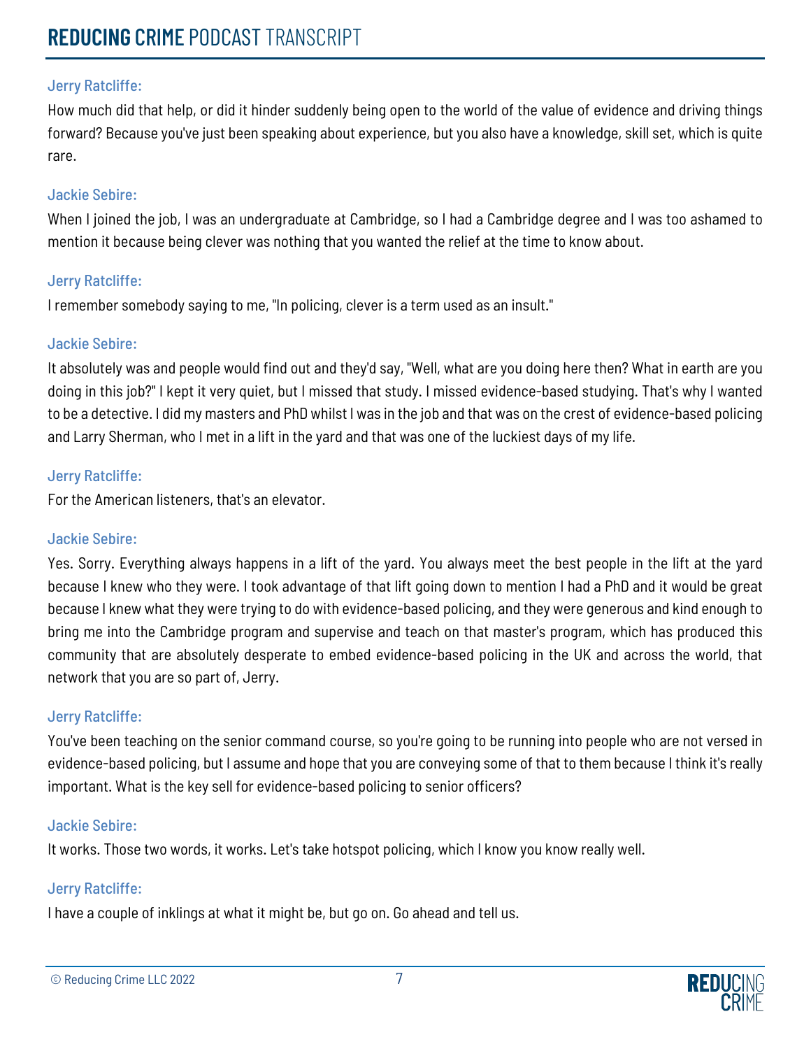**Jerry Ratcliffe:**

How much did that help, or did it hinder suddenly being open to the world of the value of evidence and driving things forward? Because you've just been speaking about experience, but you also have a knowledge, skill set, which is quite rare.

**Jackie Sebire:**

When I joined the job, I was an undergraduate at Cambridge, so I had a Cambridge degree and I was too ashamed to mention it because being clever was nothing that you wanted the relief at the time to know about.

**Jerry Ratcliffe:**

I remember somebody saying to me, "In policing, clever is a term used as an insult."

**Jackie Sebire:**

It absolutely was and people would find out and they'd say, "Well, what are you doing here then? What in earth are you doing in this job?" I kept it very quiet, but I missed that study. I missed evidence-based studying. That's why I wanted to be a detective. I did my masters and PhD whilst I was in the job and that was on the crest of evidence-based policing and Larry Sherman, who I met in a lift in the yard and that was one of the luckiest days of my life.

**Jerry Ratcliffe:**

For the American listeners, that's an elevator.

**Jackie Sebire:**

Yes. Sorry. Everything always happens in a lift of the yard. You always meet the best people in the lift at the yard because I knew who they were. I took advantage of that lift going down to mention I had a PhD and it would be great because I knew what they were trying to do with evidence-based policing, and they were generous and kind enough to bring me into the Cambridge program and supervise and teach on that master's program, which has produced this community that are absolutely desperate to embed evidence-based policing in the UK and across the world, that network that you are so part of, Jerry.

**Jerry Ratcliffe:**

You've been teaching on the senior command course, so you're going to be running into people who are not versed in evidence-based policing, but I assume and hope that you are conveying some of that to them because I think it's really important. What is the key sell for evidence-based policing to senior officers?

**Jackie Sebire:**

It works. Those two words, it works. Let's take hotspot policing, which I know you know really well.

**Jerry Ratcliffe:**

I have a couple of inklings at what it might be, but go on. Go ahead and tell us.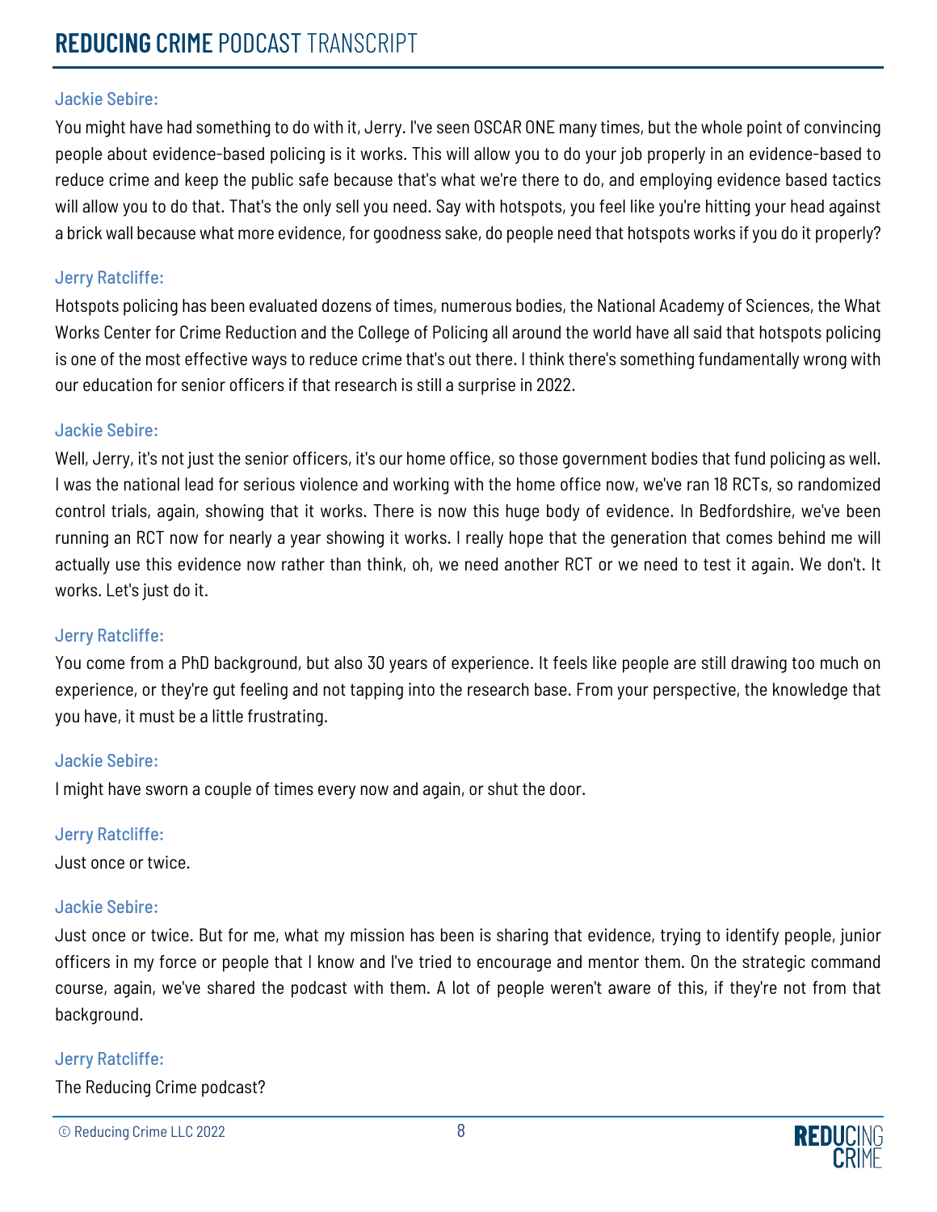**Jackie Sebire:**

You might have had something to do with it, Jerry. I've seen OSCAR ONE many times, but the whole point of convincing people about evidence-based policing is it works. This will allow you to do your job properly in an evidence-based to reduce crime and keep the public safe because that's what we're there to do, and employing evidence based tactics will allow you to do that. That's the only sell you need. Say with hotspots, you feel like you're hitting your head against a brick wall because what more evidence, for goodness sake, do people need that hotspots works if you do it properly?

**Jerry Ratcliffe:**

Hotspots policing has been evaluated dozens of times, numerous bodies, the National Academy of Sciences, the What Works Center for Crime Reduction and the College of Policing all around the world have all said that hotspots policing is one of the most effective ways to reduce crime that's out there. I think there's something fundamentally wrong with our education for senior officers if that research is still a surprise in 2022.

**Jackie Sebire:**

Well, Jerry, it's not just the senior officers, it's our home office, so those government bodies that fund policing as well. I was the national lead for serious violence and working with the home office now, we've ran 18 RCTs, so randomized control trials, again, showing that it works. There is now this huge body of evidence. In Bedfordshire, we've been running an RCT now for nearly a year showing it works. I really hope that the generation that comes behind me will actually use this evidence now rather than think, oh, we need another RCT or we need to test it again. We don't. It works. Let's just do it.

**Jerry Ratcliffe:**

You come from a PhD background, but also 30 years of experience. It feels like people are still drawing too much on experience, or they're gut feeling and not tapping into the research base. From your perspective, the knowledge that you have, it must be a little frustrating.

**Jackie Sebire:**

I might have sworn a couple of times every now and again, or shut the door.

**Jerry Ratcliffe:**

Just once or twice.

**Jackie Sebire:**

Just once or twice. But for me, what my mission has been is sharing that evidence, trying to identify people, junior officers in my force or people that I know and I've tried to encourage and mentor them. On the strategic command course, again, we've shared the podcast with them. A lot of people weren't aware of this, if they're not from that background.

**Jerry Ratcliffe:**

The Reducing Crime podcast?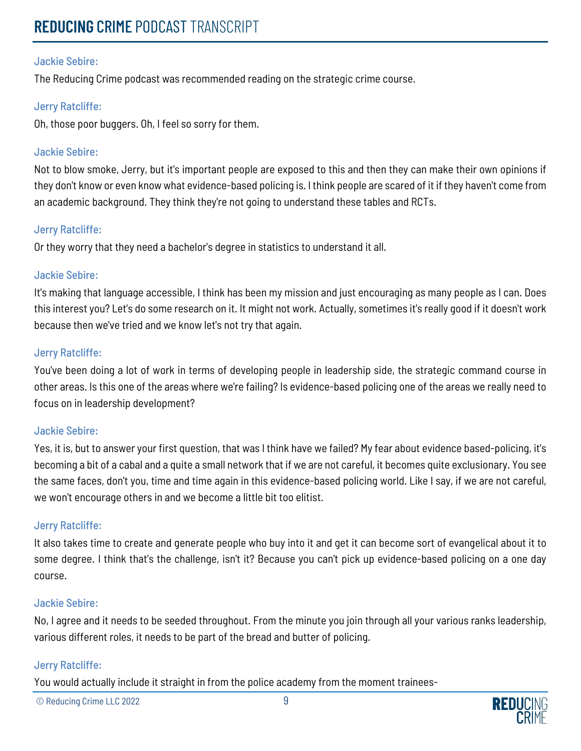Jackie Sebire:

The Reducing Crime podcast was recommended reading on the strategic crime course.

Jerry Ratcliffe:

Oh, those poor buggers. Oh, I feel so sorry for them.

Jackie Sebire:

Not to blow smoke, Jerry, but it's important people are exposed to this and then they can make their own opinions if they don't know or even know what evidence-based policing is. I think people are scared of it if they haven't come from an academic background. They think they're not going to understand these tables and RCTs.

Jerry Ratcliffe:

Or they worry that they need a bachelor's degree in statistics to understand it all.

Jackie Sebire:

It's making that language accessible, I think has been my mission and just encouraging as many people as I can. Does this interest you? Let's do some research on it. It might not work. Actually, sometimes it's really good if it doesn't work because then we've tried and we know let's not try that again.

Jerry Ratcliffe:

You've been doing a lot of work in terms of developing people in leadership side, the strategic command course in other areas. Is this one of the areas where we're failing? Is evidence-based policing one of the areas we really need to focus on in leadership development?

Jackie Sebire:

Yes, it is, but to answer your first question, that was I think have we failed? My fear about evidence based-policing, it's becoming a bit of a cabal and a quite a small network that if we are not careful, it becomes quite exclusionary. You see the same faces, don't you, time and time again in this evidence-based policing world. Like I say, if we are not careful, we won't encourage others in and we become a little bit too elitist.

Jerry Ratcliffe:

It also takes time to create and generate people who buy into it and get it can become sort of evangelical about it to some degree. I think that's the challenge, isn't it? Because you can't pick up evidence-based policing on a one day course.

Jackie Sebire:

No, I agree and it needs to be seeded throughout. From the minute you join through all your various ranks leadership, various different roles, it needs to be part of the bread and butter of policing.

Jerry Ratcliffe:

You would actually include it straight in from the police academy from the moment trainees-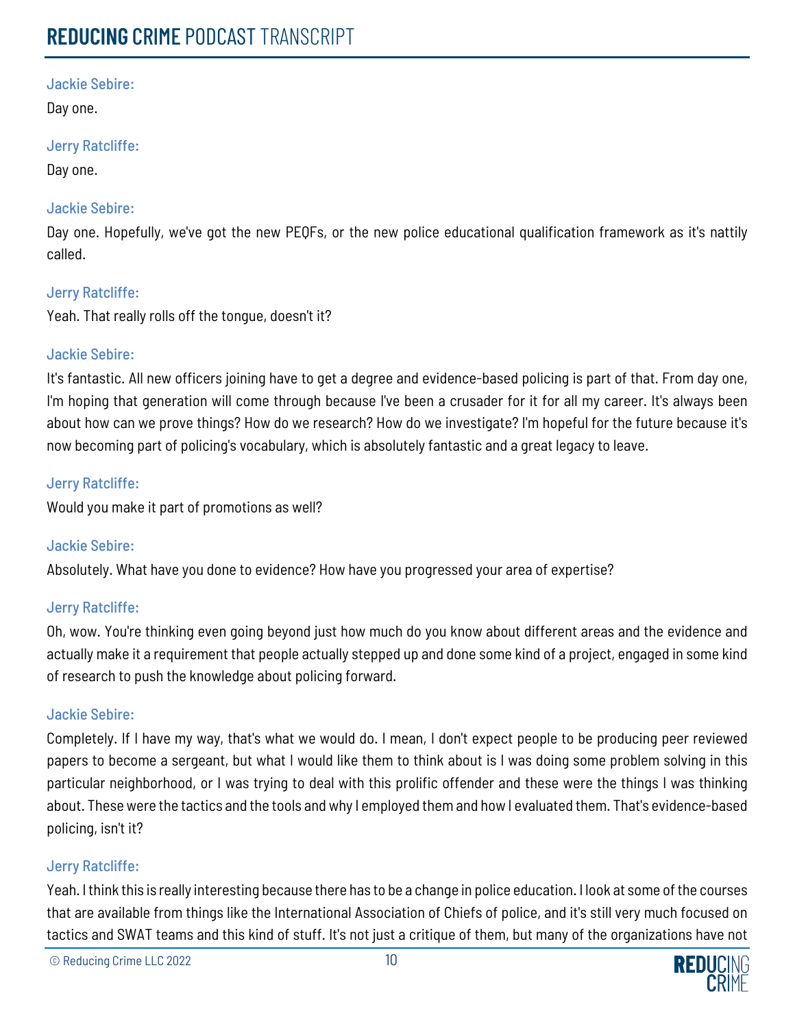**Jackie Sebire:**

Day one.

**Jerry Ratcliffe:**

Day one.

**Jackie Sebire:**

Day one. Hopefully, we've got the new PEQFs, or the new police educational qualification framework as it's nattily called.

**Jerry Ratcliffe:**

Yeah. That really rolls off the tongue, doesn't it?

**Jackie Sebire:**

It's fantastic. All new officers joining have to get a degree and evidence-based policing is part of that. From day one, I'm hoping that generation will come through because I've been a crusader for it for all my career. It's always been about how can we prove things? How do we research? How do we investigate? I'm hopeful for the future because it's now becoming part of policing's vocabulary, which is absolutely fantastic and a great legacy to leave.

**Jerry Ratcliffe:**

Would you make it part of promotions as well?

**Jackie Sebire:**

Absolutely. What have you done to evidence? How have you progressed your area of expertise?

**Jerry Ratcliffe:**

Oh, wow. You're thinking even going beyond just how much do you know about different areas and the evidence and actually make it a requirement that people actually stepped up and done some kind of a project, engaged in some kind of research to push the knowledge about policing forward.

**Jackie Sebire:**

Completely. If I have my way, that's what we would do. I mean, I don't expect people to be producing peer reviewed papers to become a sergeant, but what I would like them to think about is I was doing some problem solving in this particular neighborhood, or I was trying to deal with this prolific offender and these were the things I was thinking about. These were the tactics and the tools and why I employed them and how I evaluated them. That's evidence-based policing, isn't it?

**Jerry Ratcliffe:**

Yeah. I think this is really interesting because there has to be a change in police education. I look at some of the courses that are available from things like the International Association of Chiefs of police, and it's still very much focused on tactics and SWAT teams and this kind of stuff. It's not just a critique of them, but many of the organizations have not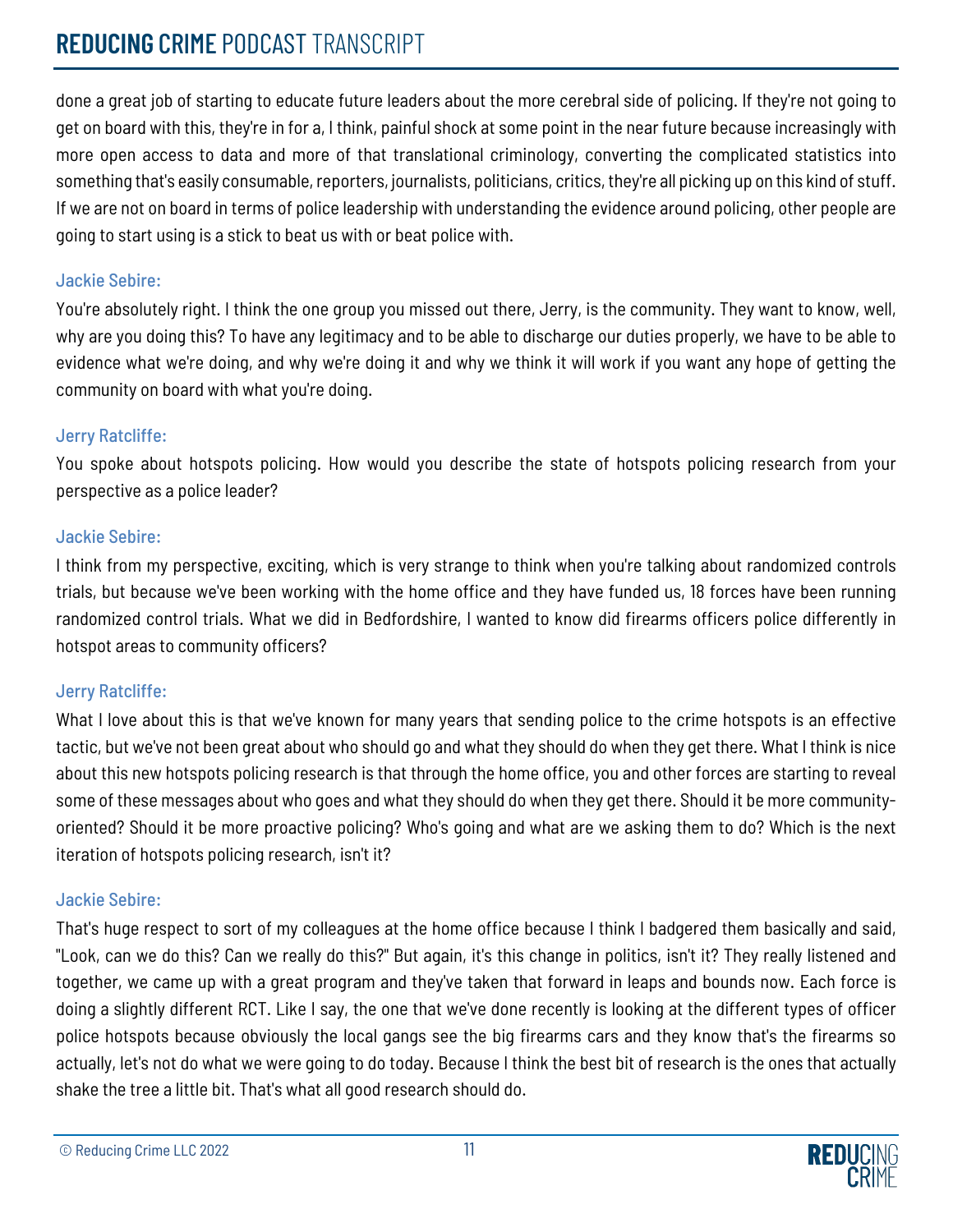done a great job of starting to educate future leaders about the more cerebral side of policing. If they're not going to get on board with this, they're in for a, I think, painful shock at some point in the near future because increasingly with more open access to data and more of that translational criminology, converting the complicated statistics into something that's easily consumable, reporters, journalists, politicians, critics, they're all picking up on this kind of stuff. If we are not on board in terms of police leadership with understanding the evidence around policing, other people are going to start using is a stick to beat us with or beat police with.

Jackie Sebire:

You're absolutely right. I think the one group you missed out there, Jerry, is the community. They want to know, well, why are you doing this? To have any legitimacy and to be able to discharge our duties properly, we have to be able to evidence what we're doing, and why we're doing it and why we think it will work if you want any hope of getting the community on board with what you're doing.

Jerry Ratcliffe:

You spoke about hotspots policing. How would you describe the state of hotspots policing research from your perspective as a police leader?

Jackie Sebire:

I think from my perspective, exciting, which is very strange to think when you're talking about randomized controls trials, but because we've been working with the home office and they have funded us, 18 forces have been running randomized control trials. What we did in Bedfordshire, I wanted to know did firearms officers police differently in hotspot areas to community officers?

Jerry Ratcliffe:

What I love about this is that we've known for many years that sending police to the crime hotspots is an effective tactic, but we've not been great about who should go and what they should do when they get there. What I think is nice about this new hotspots policing research is that through the home office, you and other forces are starting to reveal some of these messages about who goes and what they should do when they get there. Should it be more community-oriented? Should it be more proactive policing? Who's going and what are we asking them to do? Which is the next iteration of hotspots policing research, isn't it?

Jackie Sebire:

That's huge respect to sort of my colleagues at the home office because I think I badgered them basically and said, "Look, can we do this? Can we really do this?" But again, it's this change in politics, isn't it? They really listened and together, we came up with a great program and they've taken that forward in leaps and bounds now. Each force is doing a slightly different RCT. Like I say, the one that we've done recently is looking at the different types of officer police hotspots because obviously the local gangs see the big firearms cars and they know that's the firearms so actually, let's not do what we were going to do today. Because I think the best bit of research is the ones that actually shake the tree a little bit. That's what all good research should do.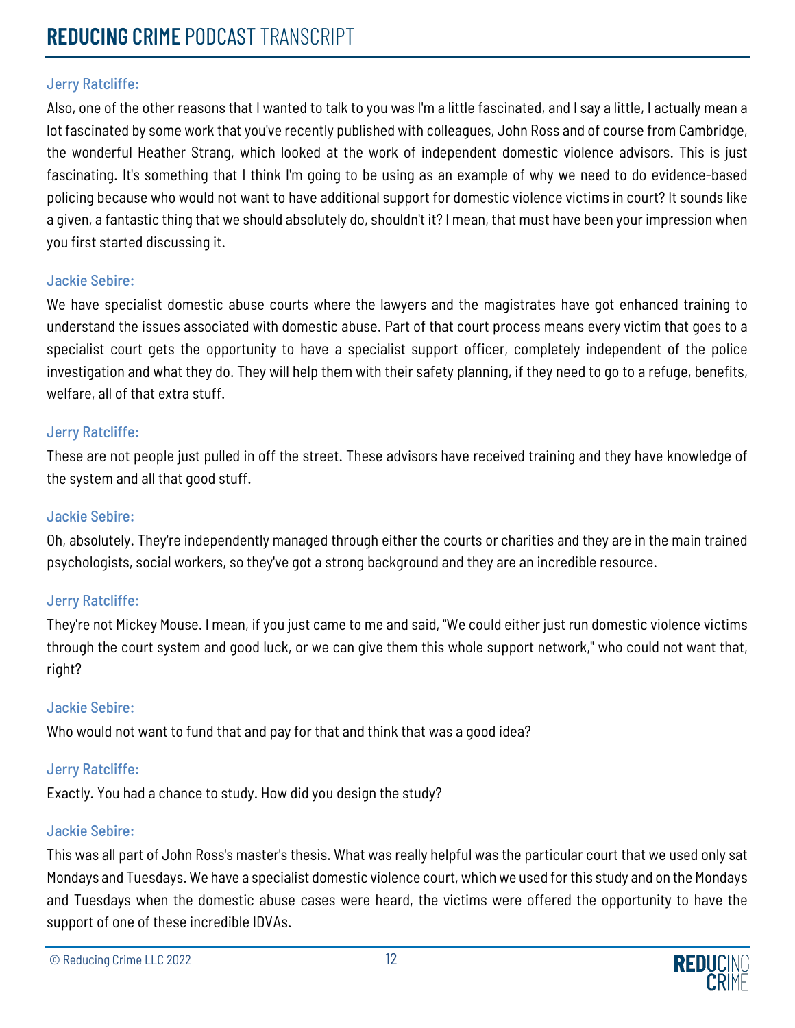**Jerry Ratcliffe:**

Also, one of the other reasons that I wanted to talk to you was I'm a little fascinated, and I say a little, I actually mean a lot fascinated by some work that you've recently published with colleagues, John Ross and of course from Cambridge, the wonderful Heather Strang, which looked at the work of independent domestic violence advisors. This is just fascinating. It's something that I think I'm going to be using as an example of why we need to do evidence-based policing because who would not want to have additional support for domestic violence victims in court? It sounds like a given, a fantastic thing that we should absolutely do, shouldn't it? I mean, that must have been your impression when you first started discussing it.

**Jackie Sebire:**

We have specialist domestic abuse courts where the lawyers and the magistrates have got enhanced training to understand the issues associated with domestic abuse. Part of that court process means every victim that goes to a specialist court gets the opportunity to have a specialist support officer, completely independent of the police investigation and what they do. They will help them with their safety planning, if they need to go to a refuge, benefits, welfare, all of that extra stuff.

**Jerry Ratcliffe:**

These are not people just pulled in off the street. These advisors have received training and they have knowledge of the system and all that good stuff.

**Jackie Sebire:**

Oh, absolutely. They're independently managed through either the courts or charities and they are in the main trained psychologists, social workers, so they've got a strong background and they are an incredible resource.

**Jerry Ratcliffe:**

They're not Mickey Mouse. I mean, if you just came to me and said, "We could either just run domestic violence victims through the court system and good luck, or we can give them this whole support network," who could not want that, right?

**Jackie Sebire:**

Who would not want to fund that and pay for that and think that was a good idea?

**Jerry Ratcliffe:**

Exactly. You had a chance to study. How did you design the study?

**Jackie Sebire:**

This was all part of John Ross's master's thesis. What was really helpful was the particular court that we used only sat Mondays and Tuesdays. We have a specialist domestic violence court, which we used for this study and on the Mondays and Tuesdays when the domestic abuse cases were heard, the victims were offered the opportunity to have the support of one of these incredible IDVAs.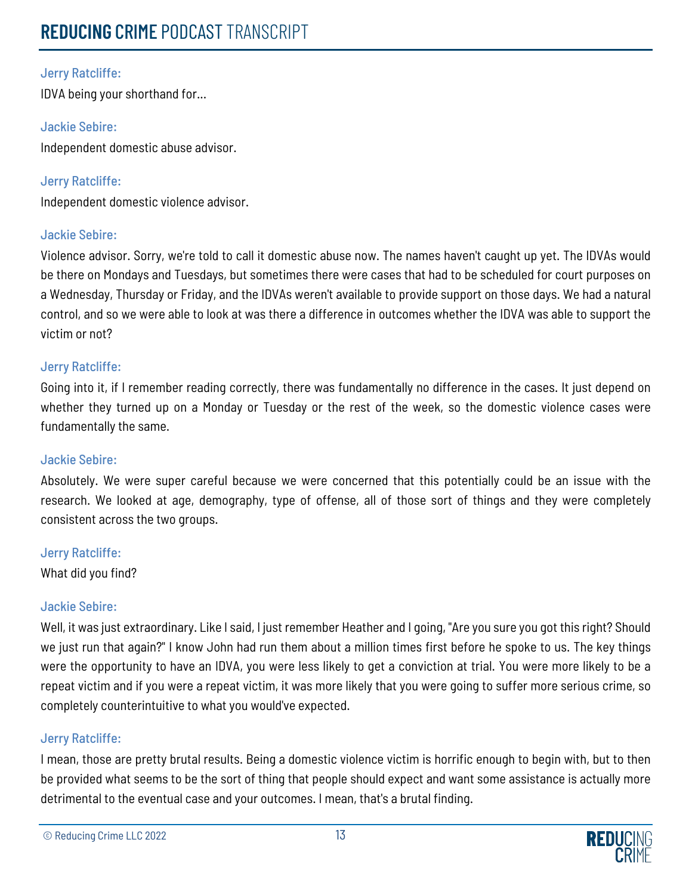**Jerry Ratcliffe:**

IDVA being your shorthand for...

**Jackie Sebire:**

Independent domestic abuse advisor.

**Jerry Ratcliffe:**

Independent domestic violence advisor.

**Jackie Sebire:**

Violence advisor. Sorry, we're told to call it domestic abuse now. The names haven't caught up yet. The IDVAs would be there on Mondays and Tuesdays, but sometimes there were cases that had to be scheduled for court purposes on a Wednesday, Thursday or Friday, and the IDVAs weren't available to provide support on those days. We had a natural control, and so we were able to look at was there a difference in outcomes whether the IDVA was able to support the victim or not?

**Jerry Ratcliffe:**

Going into it, if I remember reading correctly, there was fundamentally no difference in the cases. It just depend on whether they turned up on a Monday or Tuesday or the rest of the week, so the domestic violence cases were fundamentally the same.

**Jackie Sebire:**

Absolutely. We were super careful because we were concerned that this potentially could be an issue with the research. We looked at age, demography, type of offense, all of those sort of things and they were completely consistent across the two groups.

**Jerry Ratcliffe:**

What did you find?

**Jackie Sebire:**

Well, it was just extraordinary. Like I said, I just remember Heather and I going, "Are you sure you got this right? Should we just run that again?" I know John had run them about a million times first before he spoke to us. The key things were the opportunity to have an IDVA, you were less likely to get a conviction at trial. You were more likely to be a repeat victim and if you were a repeat victim, it was more likely that you were going to suffer more serious crime, so completely counterintuitive to what you would've expected.

**Jerry Ratcliffe:**

I mean, those are pretty brutal results. Being a domestic violence victim is horrific enough to begin with, but to then be provided what seems to be the sort of thing that people should expect and want some assistance is actually more detrimental to the eventual case and your outcomes. I mean, that's a brutal finding.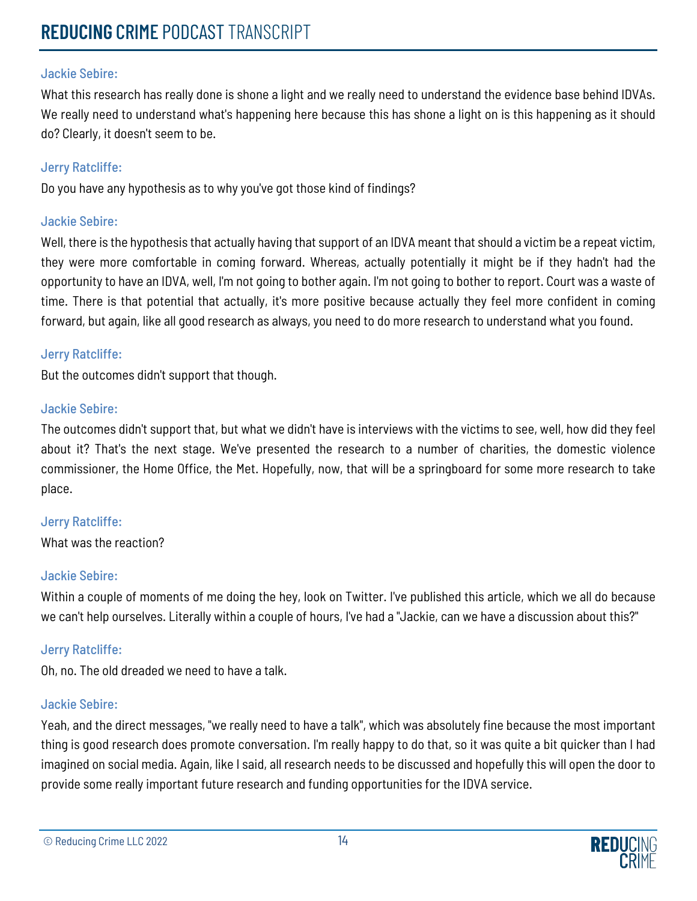**Jackie Sebire:**

What this research has really done is shone a light and we really need to understand the evidence base behind IDVAs. We really need to understand what's happening here because this has shone a light on is this happening as it should do? Clearly, it doesn't seem to be.

**Jerry Ratcliffe:**

Do you have any hypothesis as to why you've got those kind of findings?

**Jackie Sebire:**

Well, there is the hypothesis that actually having that support of an IDVA meant that should a victim be a repeat victim, they were more comfortable in coming forward. Whereas, actually potentially it might be if they hadn't had the opportunity to have an IDVA, well, I'm not going to bother again. I'm not going to bother to report. Court was a waste of time. There is that potential that actually, it's more positive because actually they feel more confident in coming forward, but again, like all good research as always, you need to do more research to understand what you found.

**Jerry Ratcliffe:**

But the outcomes didn't support that though.

**Jackie Sebire:**

The outcomes didn't support that, but what we didn't have is interviews with the victims to see, well, how did they feel about it? That's the next stage. We've presented the research to a number of charities, the domestic violence commissioner, the Home Office, the Met. Hopefully, now, that will be a springboard for some more research to take place.

**Jerry Ratcliffe:**

What was the reaction?

**Jackie Sebire:**

Within a couple of moments of me doing the hey, look on Twitter. I've published this article, which we all do because we can't help ourselves. Literally within a couple of hours, I've had a "Jackie, can we have a discussion about this?"

**Jerry Ratcliffe:**

Oh, no. The old dreaded we need to have a talk.

**Jackie Sebire:**

Yeah, and the direct messages, "we really need to have a talk", which was absolutely fine because the most important thing is good research does promote conversation. I'm really happy to do that, so it was quite a bit quicker than I had imagined on social media. Again, like I said, all research needs to be discussed and hopefully this will open the door to provide some really important future research and funding opportunities for the IDVA service.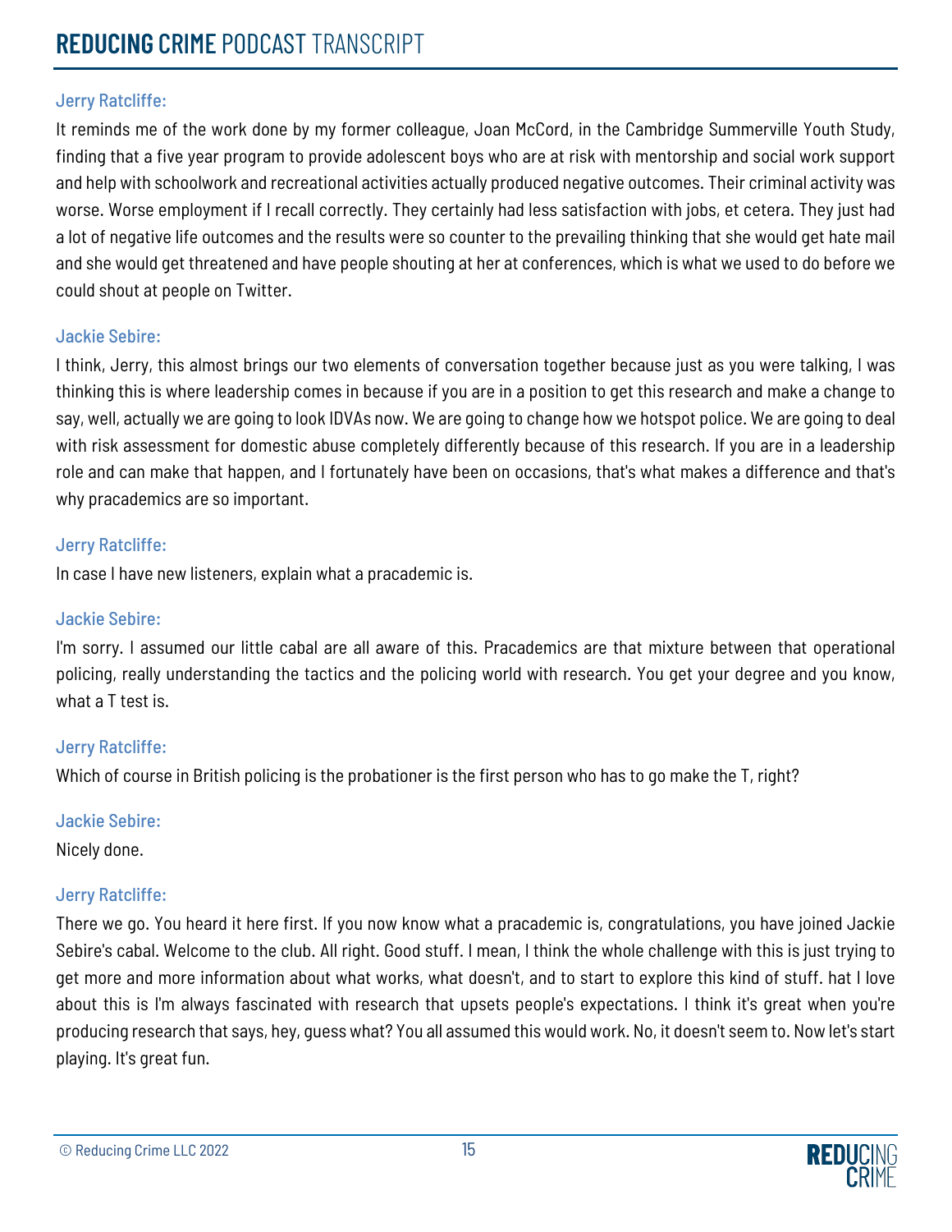**Jerry Ratcliffe:**

It reminds me of the work done by my former colleague, Joan McCord, in the Cambridge Summerville Youth Study, finding that a five year program to provide adolescent boys who are at risk with mentorship and social work support and help with schoolwork and recreational activities actually produced negative outcomes. Their criminal activity was worse. Worse employment if I recall correctly. They certainly had less satisfaction with jobs, et cetera. They just had a lot of negative life outcomes and the results were so counter to the prevailing thinking that she would get hate mail and she would get threatened and have people shouting at her at conferences, which is what we used to do before we could shout at people on Twitter.

**Jackie Sebire:**

I think, Jerry, this almost brings our two elements of conversation together because just as you were talking, I was thinking this is where leadership comes in because if you are in a position to get this research and make a change to say, well, actually we are going to look IDVAs now. We are going to change how we hotspot police. We are going to deal with risk assessment for domestic abuse completely differently because of this research. If you are in a leadership role and can make that happen, and I fortunately have been on occasions, that's what makes a difference and that's why pracademics are so important.

**Jerry Ratcliffe:**

In case I have new listeners, explain what a pracademic is.

**Jackie Sebire:**

I'm sorry. I assumed our little cabal are all aware of this. Pracademics are that mixture between that operational policing, really understanding the tactics and the policing world with research. You get your degree and you know, what a T test is.

**Jerry Ratcliffe:**

Which of course in British policing is the probationer is the first person who has to go make the T, right?

**Jackie Sebire:**

Nicely done.

**Jerry Ratcliffe:**

There we go. You heard it here first. If you now know what a pracademic is, congratulations, you have joined Jackie Sebire's cabal. Welcome to the club. All right. Good stuff. I mean, I think the whole challenge with this is just trying to get more and more information about what works, what doesn't, and to start to explore this kind of stuff. hat I love about this is I'm always fascinated with research that upsets people's expectations. I think it's great when you're producing research that says, hey, guess what? You all assumed this would work. No, it doesn't seem to. Now let's start playing. It's great fun.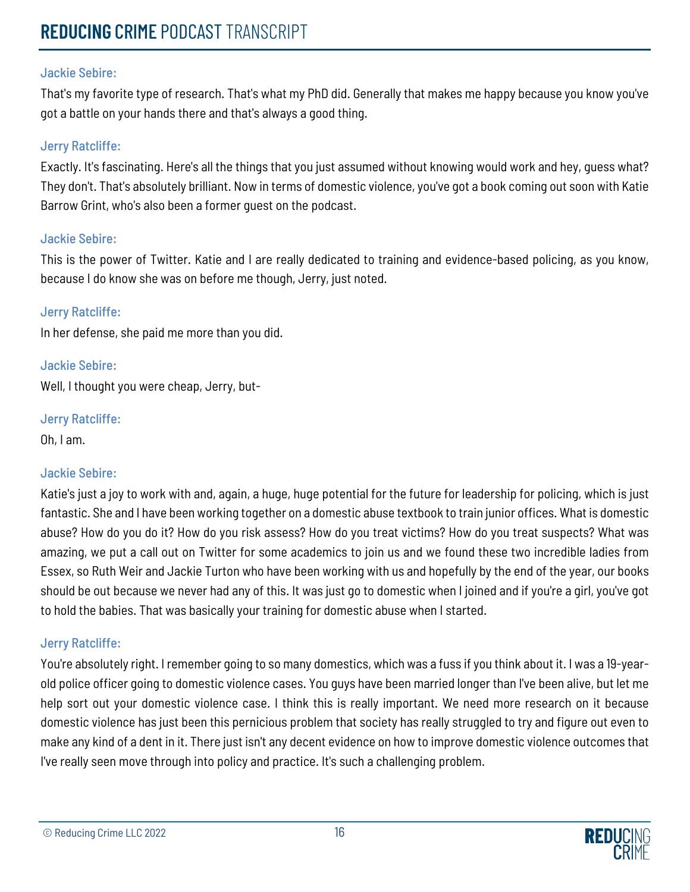Jackie Sebire:

That's my favorite type of research. That's what my PhD did. Generally that makes me happy because you know you've got a battle on your hands there and that's always a good thing.

Jerry Ratcliffe:

Exactly. It's fascinating. Here's all the things that you just assumed without knowing would work and hey, guess what? They don't. That's absolutely brilliant. Now in terms of domestic violence, you've got a book coming out soon with Katie Barrow Grint, who's also been a former guest on the podcast.

Jackie Sebire:

This is the power of Twitter. Katie and I are really dedicated to training and evidence-based policing, as you know, because I do know she was on before me though, Jerry, just noted.

Jerry Ratcliffe:

In her defense, she paid me more than you did.

Jackie Sebire:

Well, I thought you were cheap, Jerry, but-

Jerry Ratcliffe:

Oh, I am.

Jackie Sebire:

Katie's just a joy to work with and, again, a huge, huge potential for the future for leadership for policing, which is just fantastic. She and I have been working together on a domestic abuse textbook to train junior offices. What is domestic abuse? How do you do it? How do you risk assess? How do you treat victims? How do you treat suspects? What was amazing, we put a call out on Twitter for some academics to join us and we found these two incredible ladies from Essex, so Ruth Weir and Jackie Turton who have been working with us and hopefully by the end of the year, our books should be out because we never had any of this. It was just go to domestic when I joined and if you're a girl, you've got to hold the babies. That was basically your training for domestic abuse when I started.

Jerry Ratcliffe:

You're absolutely right. I remember going to so many domestics, which was a fuss if you think about it. I was a 19-year-old police officer going to domestic violence cases. You guys have been married longer than I've been alive, but let me help sort out your domestic violence case. I think this is really important. We need more research on it because domestic violence has just been this pernicious problem that society has really struggled to try and figure out even to make any kind of a dent in it. There just isn't any decent evidence on how to improve domestic violence outcomes that I've really seen move through into policy and practice. It's such a challenging problem.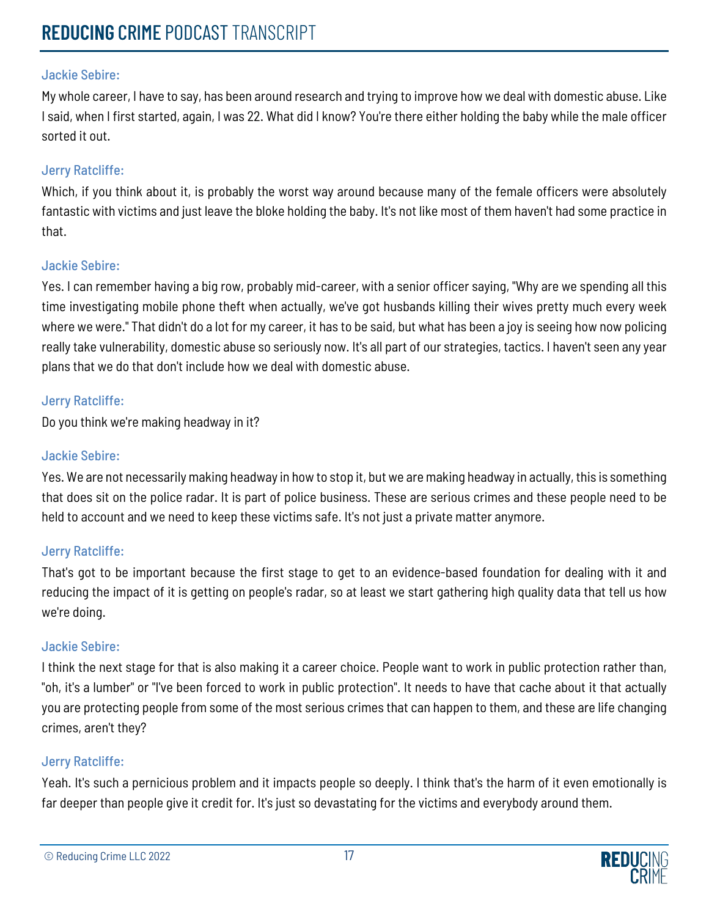**Jackie Sebire:**

My whole career, I have to say, has been around research and trying to improve how we deal with domestic abuse. Like I said, when I first started, again, I was 22. What did I know? You're there either holding the baby while the male officer sorted it out.

**Jerry Ratcliffe:**

Which, if you think about it, is probably the worst way around because many of the female officers were absolutely fantastic with victims and just leave the bloke holding the baby. It's not like most of them haven't had some practice in that.

**Jackie Sebire:**

Yes. I can remember having a big row, probably mid-career, with a senior officer saying, "Why are we spending all this time investigating mobile phone theft when actually, we've got husbands killing their wives pretty much every week where we were." That didn't do a lot for my career, it has to be said, but what has been a joy is seeing how now policing really take vulnerability, domestic abuse so seriously now. It's all part of our strategies, tactics. I haven't seen any year plans that we do that don't include how we deal with domestic abuse.

**Jerry Ratcliffe:**

Do you think we're making headway in it?

**Jackie Sebire:**

Yes. We are not necessarily making headway in how to stop it, but we are making headway in actually, this is something that does sit on the police radar. It is part of police business. These are serious crimes and these people need to be held to account and we need to keep these victims safe. It's not just a private matter anymore.

**Jerry Ratcliffe:**

That's got to be important because the first stage to get to an evidence-based foundation for dealing with it and reducing the impact of it is getting on people's radar, so at least we start gathering high quality data that tell us how we're doing.

**Jackie Sebire:**

I think the next stage for that is also making it a career choice. People want to work in public protection rather than, "oh, it's a lumber" or "I've been forced to work in public protection". It needs to have that cache about it that actually you are protecting people from some of the most serious crimes that can happen to them, and these are life changing crimes, aren't they?

**Jerry Ratcliffe:**

Yeah. It's such a pernicious problem and it impacts people so deeply. I think that's the harm of it even emotionally is far deeper than people give it credit for. It's just so devastating for the victims and everybody around them.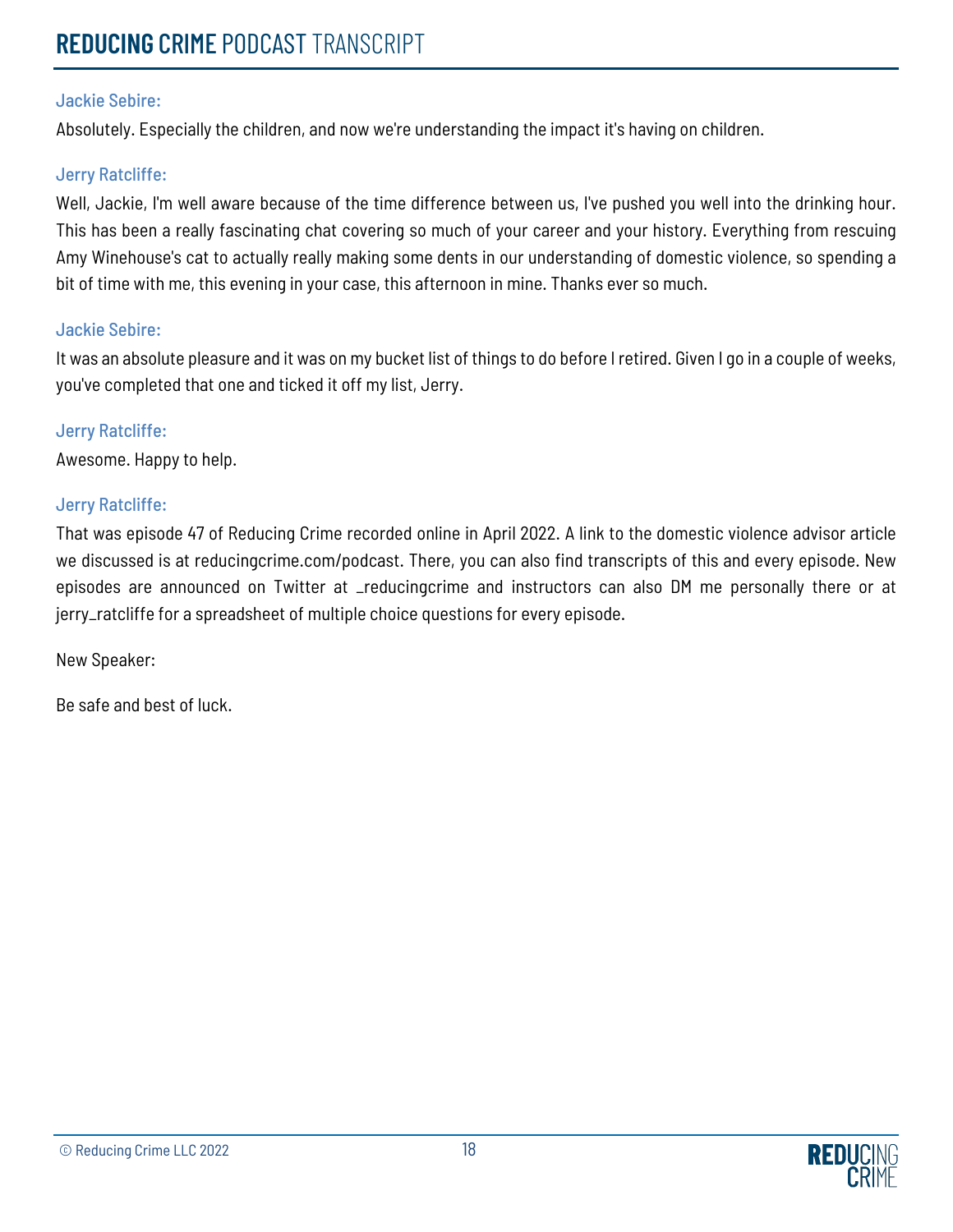Jackie Sebire:

Absolutely. Especially the children, and now we're understanding the impact it's having on children.

Jerry Ratcliffe:

Well, Jackie, I'm well aware because of the time difference between us, I've pushed you well into the drinking hour. This has been a really fascinating chat covering so much of your career and your history. Everything from rescuing Amy Winehouse's cat to actually really making some dents in our understanding of domestic violence, so spending a bit of time with me, this evening in your case, this afternoon in mine. Thanks ever so much.

Jackie Sebire:

It was an absolute pleasure and it was on my bucket list of things to do before I retired. Given I go in a couple of weeks, you've completed that one and ticked it off my list, Jerry.

Jerry Ratcliffe:

Awesome. Happy to help.

Jerry Ratcliffe:

That was episode 47 of Reducing Crime recorded online in April 2022. A link to the domestic violence advisor article we discussed is at reducingcrime.com/podcast. There, you can also find transcripts of this and every episode. New episodes are announced on Twitter at _reducingcrime and instructors can also DM me personally there or at jerry_ratcliffe for a spreadsheet of multiple choice questions for every episode.

New Speaker:

Be safe and best of luck.